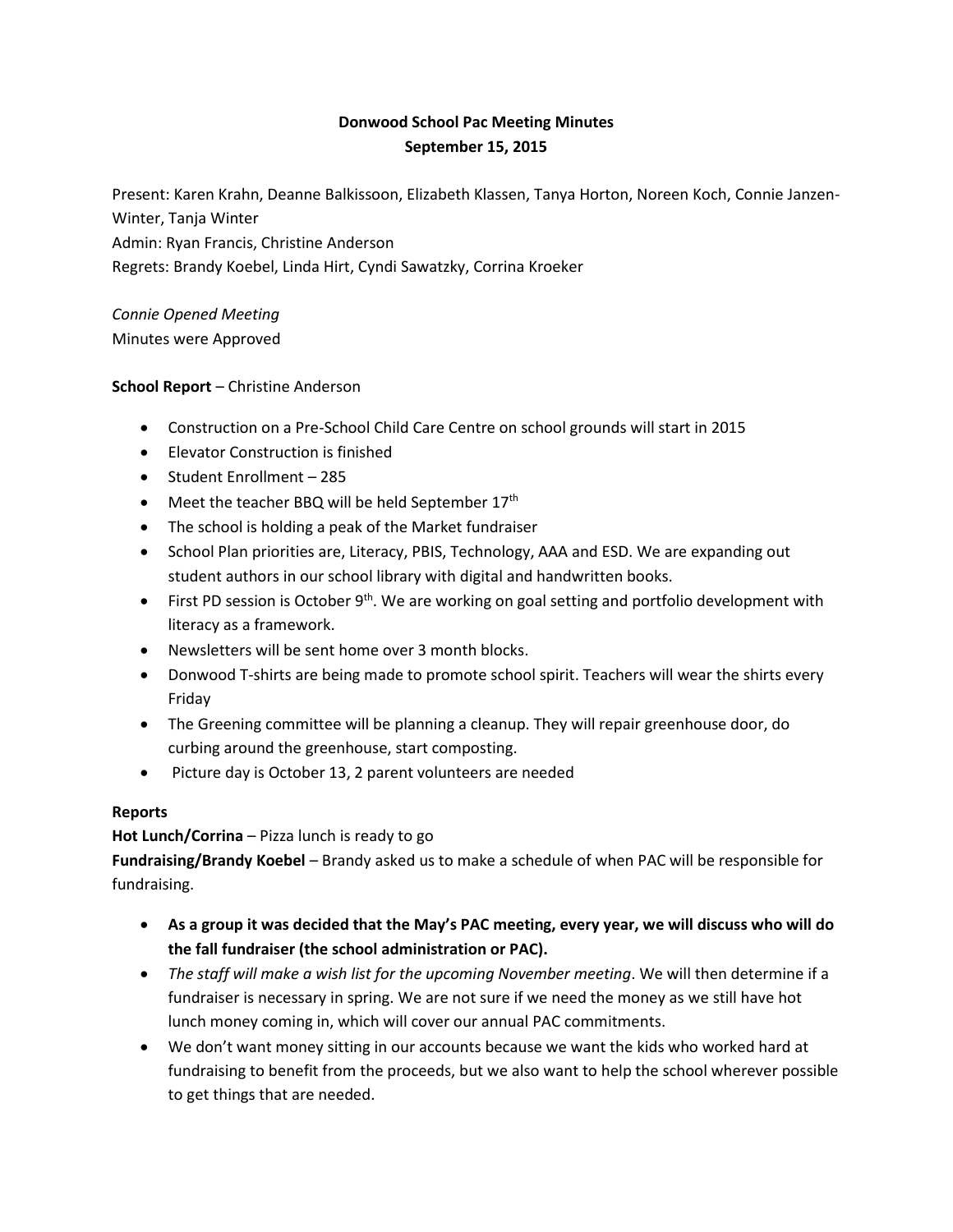# Donwood School Pac Meeting Minutes
## September 15, 2015

Present: Karen Krahn, Deanne Balkissoon, Elizabeth Klassen, Tanya Horton, Noreen Koch, Connie Janzen-Winter, Tanja Winter
Admin: Ryan Francis, Christine Anderson
Regrets: Brandy Koebel, Linda Hirt, Cyndi Sawatzky, Corrina Kroeker

*Connie Opened Meeting*
Minutes were Approved

**School Report** – Christine Anderson

- Construction on a Pre-School Child Care Centre on school grounds will start in 2015
- Elevator Construction is finished
- Student Enrollment – 285
- Meet the teacher BBQ will be held September 17th
- The school is holding a peak of the Market fundraiser
- School Plan priorities are, Literacy, PBIS, Technology, AAA and ESD. We are expanding out student authors in our school library with digital and handwritten books.
- First PD session is October 9th. We are working on goal setting and portfolio development with literacy as a framework.
- Newsletters will be sent home over 3 month blocks.
- Donwood T-shirts are being made to promote school spirit. Teachers will wear the shirts every Friday
- The Greening committee will be planning a cleanup. They will repair greenhouse door, do curbing around the greenhouse, start composting.
- Picture day is October 13, 2 parent volunteers are needed

**Reports**

**Hot Lunch/Corrina** – Pizza lunch is ready to go

**Fundraising/Brandy Koebel** – Brandy asked us to make a schedule of when PAC will be responsible for fundraising.

- **As a group it was decided that the May's PAC meeting, every year, we will discuss who will do the fall fundraiser (the school administration or PAC).**
- *The staff will make a wish list for the upcoming November meeting*. We will then determine if a fundraiser is necessary in spring. We are not sure if we need the money as we still have hot lunch money coming in, which will cover our annual PAC commitments.
- We don't want money sitting in our accounts because we want the kids who worked hard at fundraising to benefit from the proceeds, but we also want to help the school wherever possible to get things that are needed.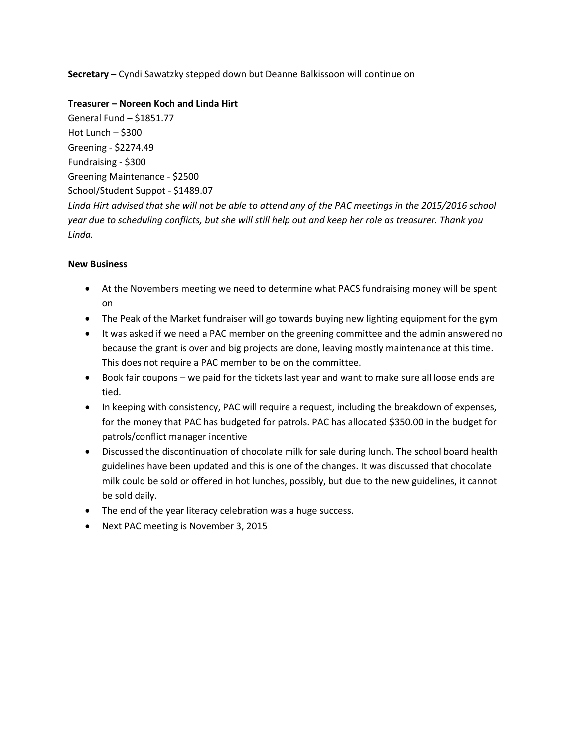**Secretary –** Cyndi Sawatzky stepped down but Deanne Balkissoon will continue on

**Treasurer – Noreen Koch and Linda Hirt**

General Fund – $1851.77
Hot Lunch – $300
Greening - $2274.49
Fundraising - $300
Greening Maintenance - $2500
School/Student Suppot - $1489.07

*Linda Hirt advised that she will not be able to attend any of the PAC meetings in the 2015/2016 school year due to scheduling conflicts, but she will still help out and keep her role as treasurer. Thank you Linda.*

**New Business**

- At the Novembers meeting we need to determine what PACS fundraising money will be spent on
- The Peak of the Market fundraiser will go towards buying new lighting equipment for the gym
- It was asked if we need a PAC member on the greening committee and the admin answered no because the grant is over and big projects are done, leaving mostly maintenance at this time. This does not require a PAC member to be on the committee.
- Book fair coupons – we paid for the tickets last year and want to make sure all loose ends are tied.
- In keeping with consistency, PAC will require a request, including the breakdown of expenses, for the money that PAC has budgeted for patrols. PAC has allocated $350.00 in the budget for patrols/conflict manager incentive
- Discussed the discontinuation of chocolate milk for sale during lunch. The school board health guidelines have been updated and this is one of the changes. It was discussed that chocolate milk could be sold or offered in hot lunches, possibly, but due to the new guidelines, it cannot be sold daily.
- The end of the year literacy celebration was a huge success.
- Next PAC meeting is November 3, 2015